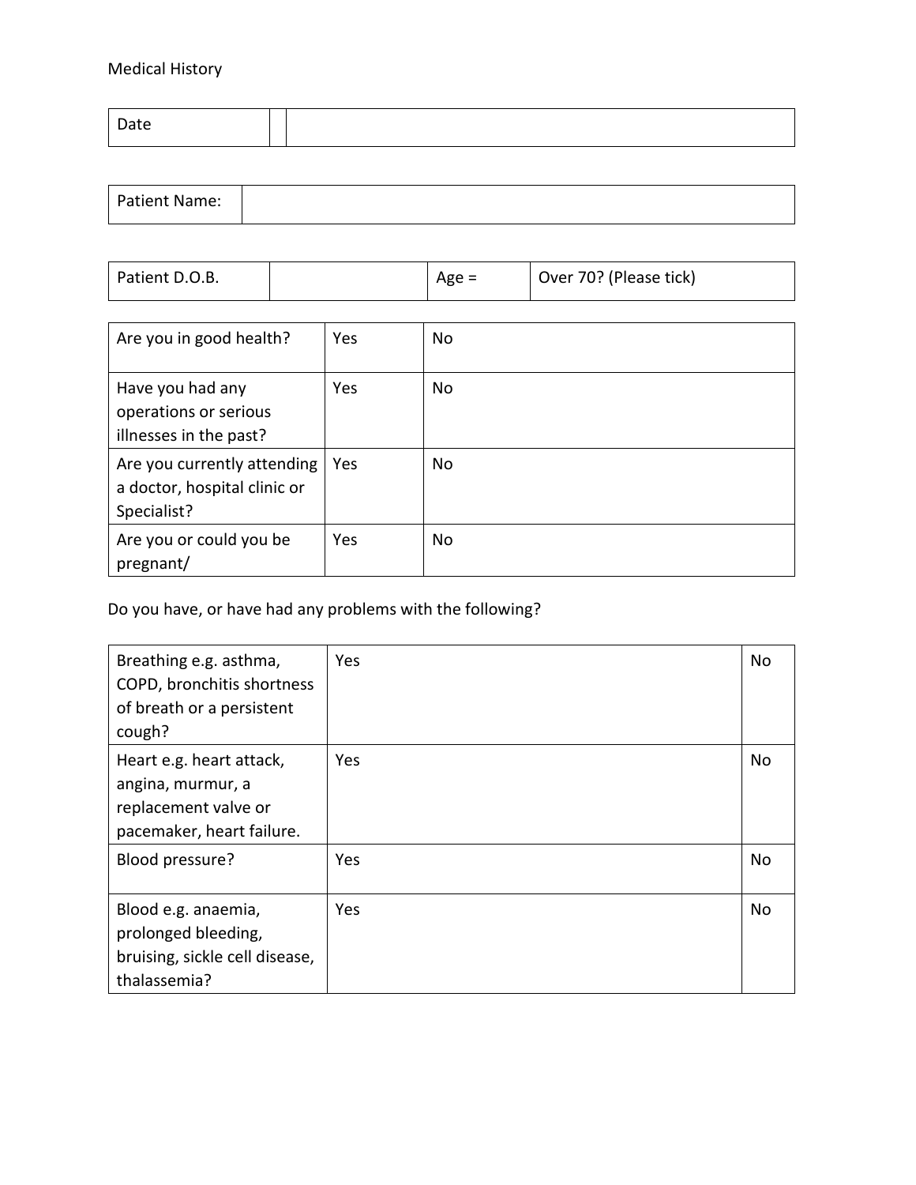Medical History

| Date | | |
|---|---|---|

| Patient Name: | |
|---|---|

| Patient D.O.B. | | Age = | Over 70? (Please tick) |
|---|---|---|---|

| Are you in good health? | Yes | No |
|---|---|---|
| Have you had any operations or serious illnesses in the past? | Yes | No |
| Are you currently attending a doctor, hospital clinic or Specialist? | Yes | No |
| Are you or could you be pregnant/ | Yes | No |

Do you have, or have had any problems with the following?

| Breathing e.g. asthma, COPD, bronchitis shortness of breath or a persistent cough? | Yes | No |
|---|---|---|
| Heart e.g. heart attack, angina, murmur, a replacement valve or pacemaker, heart failure. | Yes | No |
| Blood pressure? | Yes | No |
| Blood e.g. anaemia, prolonged bleeding, bruising, sickle cell disease, thalassemia? | Yes | No |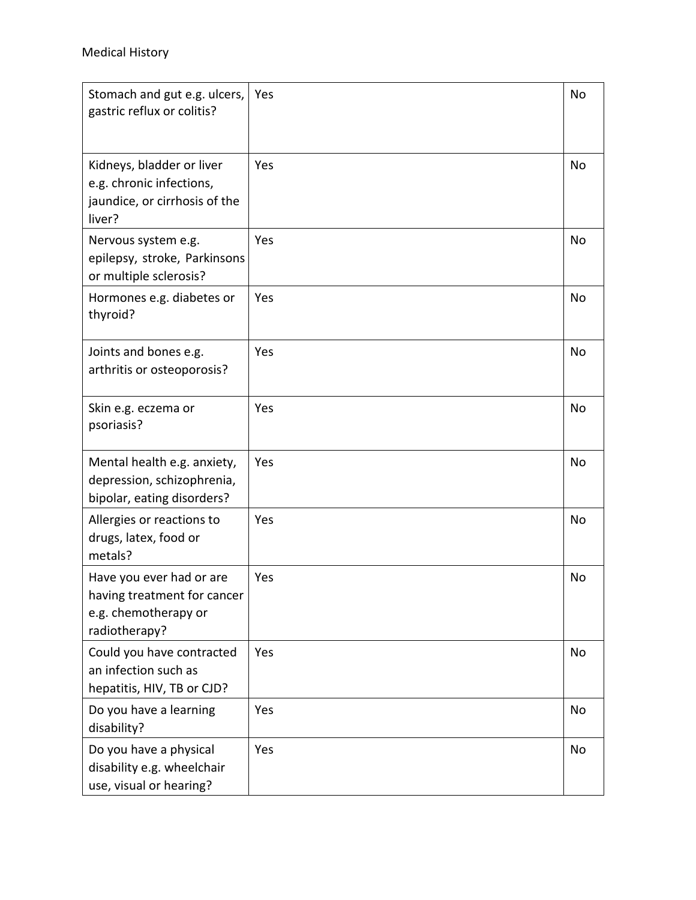Medical History

| | | |
|---|---|---|
| Stomach and gut e.g. ulcers, gastric reflux or colitis? | Yes | No |
| Kidneys, bladder or liver e.g. chronic infections, jaundice, or cirrhosis of the liver? | Yes | No |
| Nervous system e.g. epilepsy, stroke, Parkinsons or multiple sclerosis? | Yes | No |
| Hormones e.g. diabetes or thyroid? | Yes | No |
| Joints and bones e.g. arthritis or osteoporosis? | Yes | No |
| Skin e.g. eczema or psoriasis? | Yes | No |
| Mental health e.g. anxiety, depression, schizophrenia, bipolar, eating disorders? | Yes | No |
| Allergies or reactions to drugs, latex, food or metals? | Yes | No |
| Have you ever had or are having treatment for cancer e.g. chemotherapy or radiotherapy? | Yes | No |
| Could you have contracted an infection such as hepatitis, HIV, TB or CJD? | Yes | No |
| Do you have a learning disability? | Yes | No |
| Do you have a physical disability e.g. wheelchair use, visual or hearing? | Yes | No |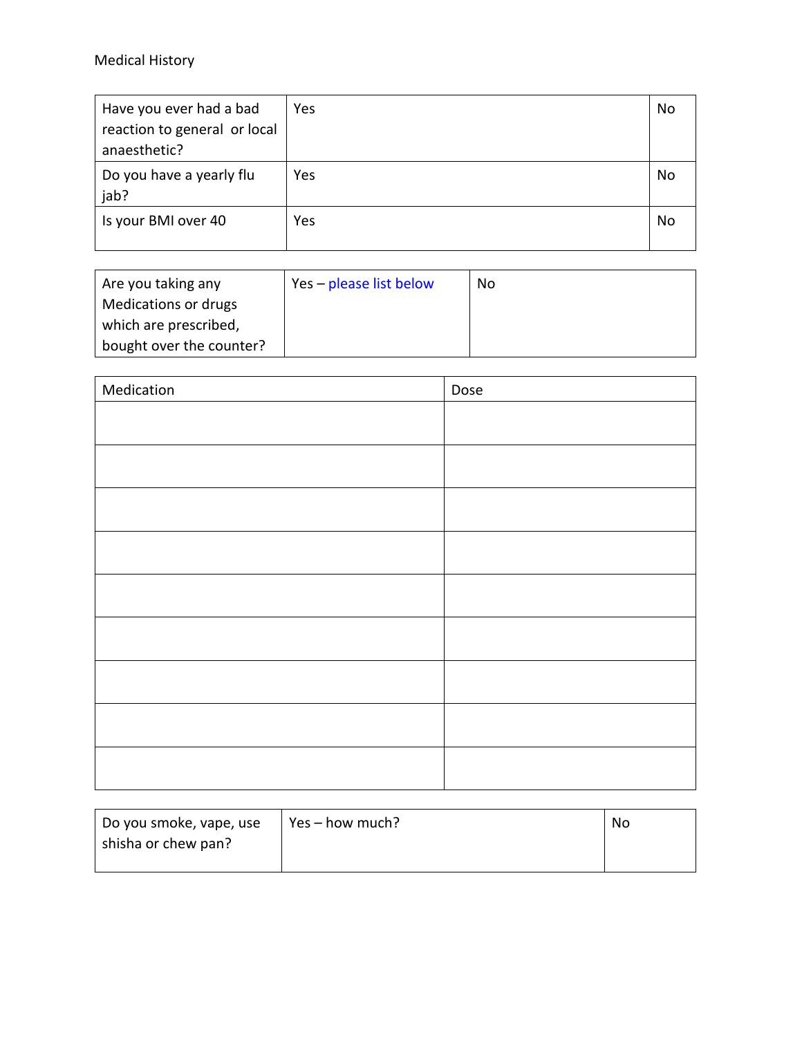Medical History

| Have you ever had a bad reaction to general or local anaesthetic? | Yes | No |
|---|---|---|
| Do you have a yearly flu jab? | Yes | No |
| Is your BMI over 40 | Yes | No |

| Are you taking any Medications or drugs which are prescribed, bought over the counter? | Yes – please list below | No |
|---|---|---|

| Medication | Dose |
|---|---|
| | |
| | |
| | |
| | |
| | |
| | |
| | |
| | |
| | |

| Do you smoke, vape, use shisha or chew pan? | Yes – how much? | No |
|---|---|---|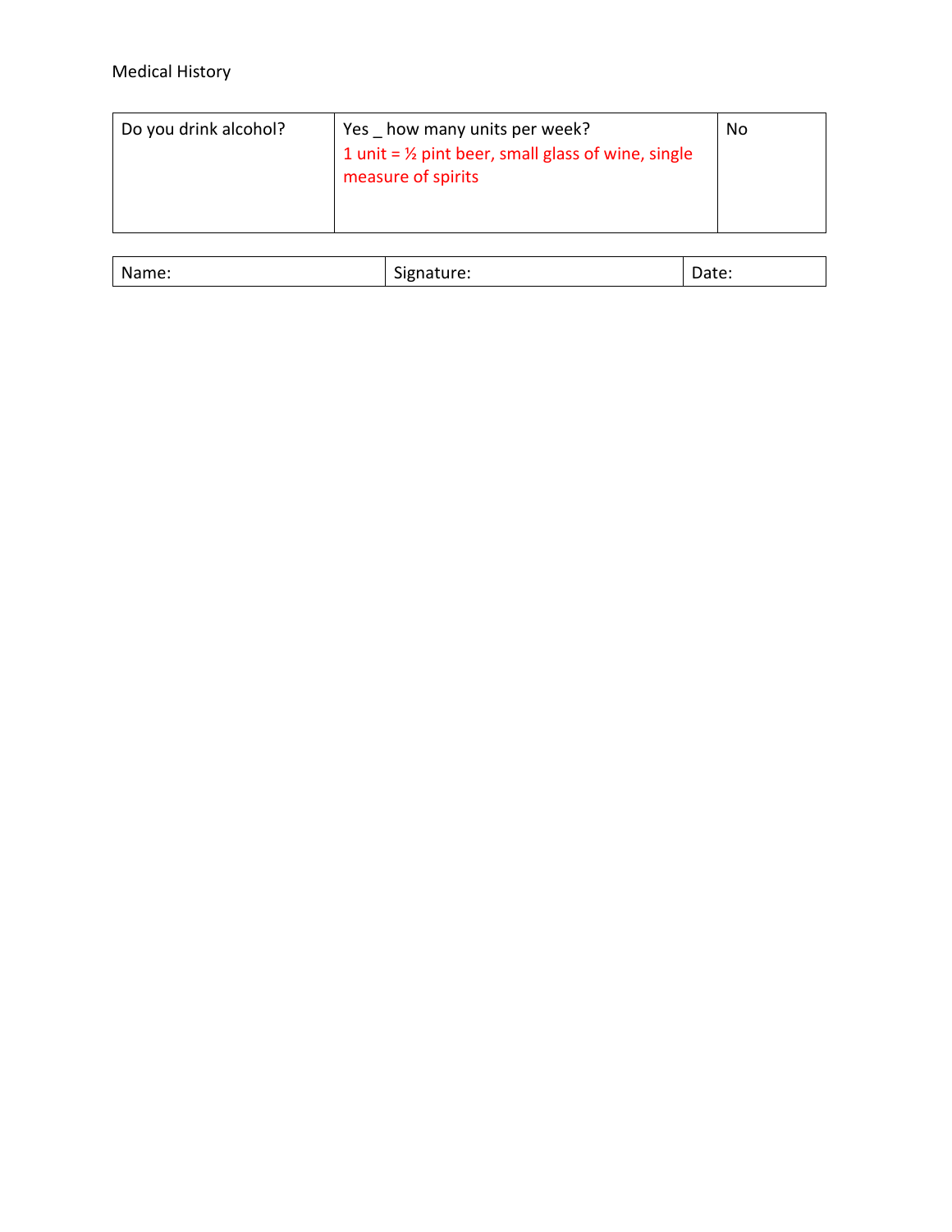Medical History

| | | |
|---|---|---|
| Do you drink alcohol? | Yes _ how many units per week?<br>1 unit = ½ pint beer, small glass of wine, single measure of spirits | No |

| | | |
|---|---|---|
| Name: | Signature: | Date: |